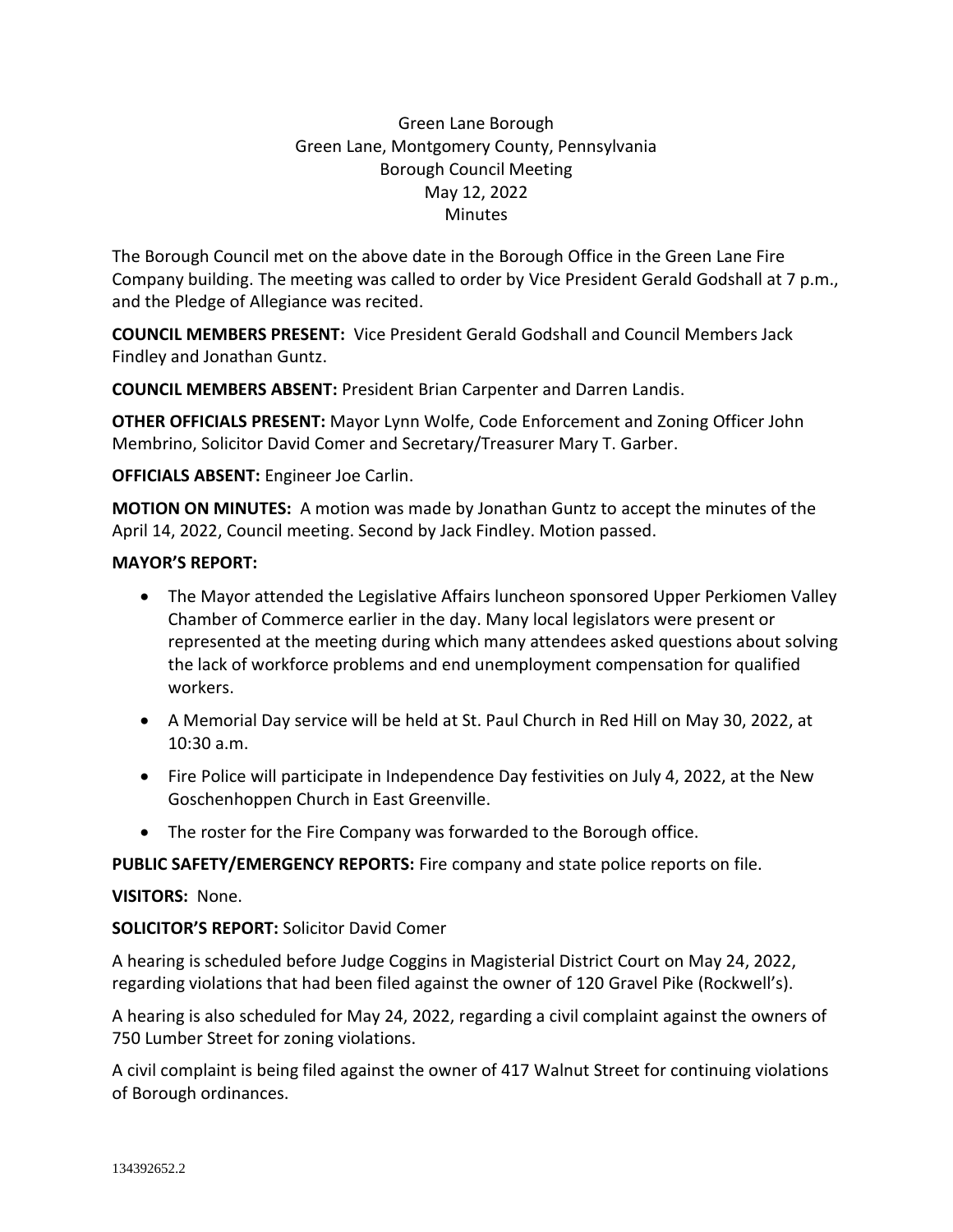Green Lane Borough
Green Lane, Montgomery County, Pennsylvania
Borough Council Meeting
May 12, 2022
Minutes

The Borough Council met on the above date in the Borough Office in the Green Lane Fire Company building. The meeting was called to order by Vice President Gerald Godshall at 7 p.m., and the Pledge of Allegiance was recited.

**COUNCIL MEMBERS PRESENT:** Vice President Gerald Godshall and Council Members Jack Findley and Jonathan Guntz.

**COUNCIL MEMBERS ABSENT:** President Brian Carpenter and Darren Landis.

**OTHER OFFICIALS PRESENT:** Mayor Lynn Wolfe, Code Enforcement and Zoning Officer John Membrino, Solicitor David Comer and Secretary/Treasurer Mary T. Garber.

**OFFICIALS ABSENT:** Engineer Joe Carlin.

**MOTION ON MINUTES:** A motion was made by Jonathan Guntz to accept the minutes of the April 14, 2022, Council meeting. Second by Jack Findley. Motion passed.

**MAYOR'S REPORT:**

- The Mayor attended the Legislative Affairs luncheon sponsored Upper Perkiomen Valley Chamber of Commerce earlier in the day. Many local legislators were present or represented at the meeting during which many attendees asked questions about solving the lack of workforce problems and end unemployment compensation for qualified workers.
- A Memorial Day service will be held at St. Paul Church in Red Hill on May 30, 2022, at 10:30 a.m.
- Fire Police will participate in Independence Day festivities on July 4, 2022, at the New Goschenhoppen Church in East Greenville.
- The roster for the Fire Company was forwarded to the Borough office.

**PUBLIC SAFETY/EMERGENCY REPORTS:** Fire company and state police reports on file.

**VISITORS:** None.

**SOLICITOR'S REPORT:** Solicitor David Comer

A hearing is scheduled before Judge Coggins in Magisterial District Court on May 24, 2022, regarding violations that had been filed against the owner of 120 Gravel Pike (Rockwell's).

A hearing is also scheduled for May 24, 2022, regarding a civil complaint against the owners of 750 Lumber Street for zoning violations.

A civil complaint is being filed against the owner of 417 Walnut Street for continuing violations of Borough ordinances.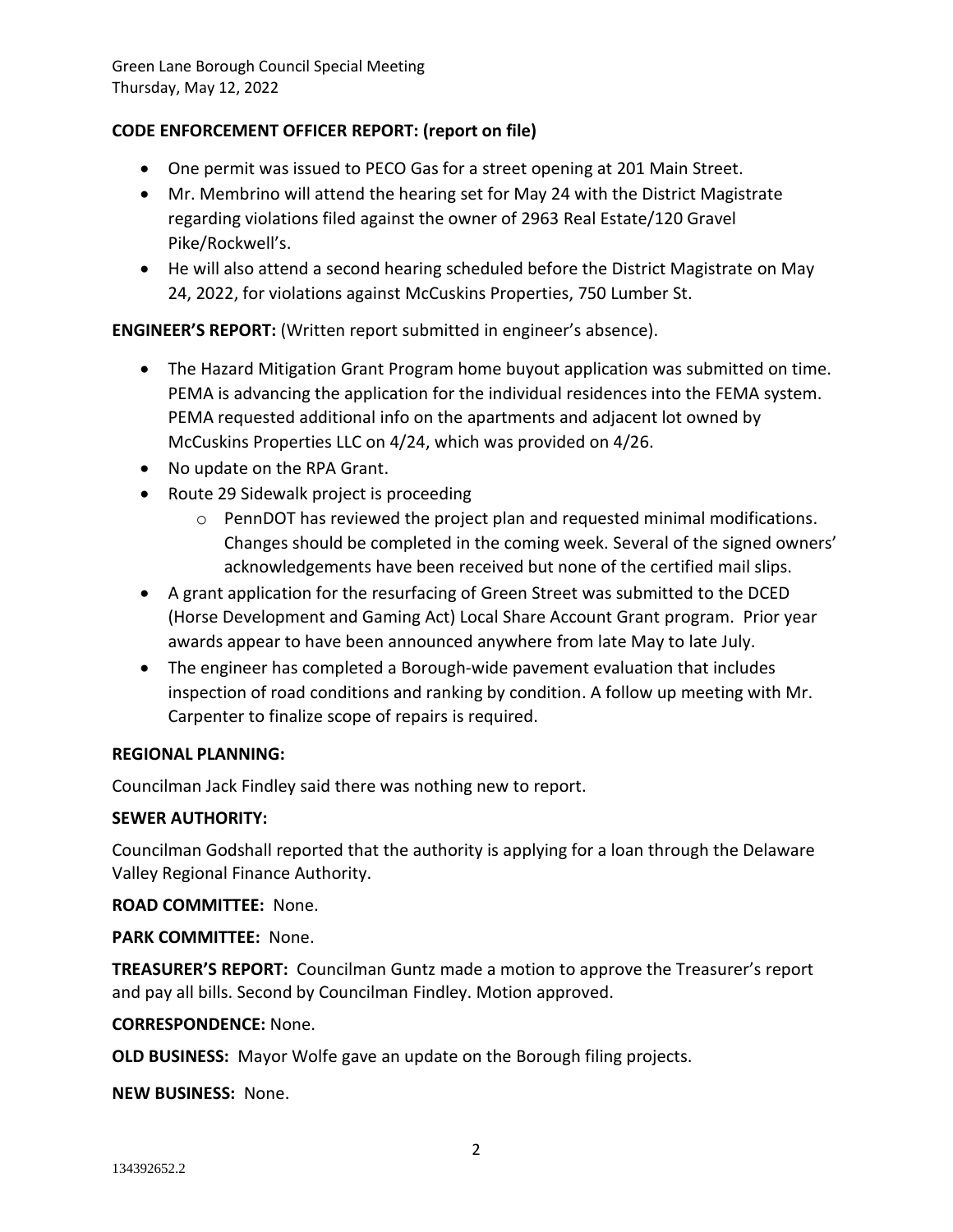**CODE ENFORCEMENT OFFICER REPORT: (report on file)**

- One permit was issued to PECO Gas for a street opening at 201 Main Street.
- Mr. Membrino will attend the hearing set for May 24 with the District Magistrate regarding violations filed against the owner of 2963 Real Estate/120 Gravel Pike/Rockwell's.
- He will also attend a second hearing scheduled before the District Magistrate on May 24, 2022, for violations against McCuskins Properties, 750 Lumber St.

**ENGINEER'S REPORT:** (Written report submitted in engineer's absence).

- The Hazard Mitigation Grant Program home buyout application was submitted on time. PEMA is advancing the application for the individual residences into the FEMA system. PEMA requested additional info on the apartments and adjacent lot owned by McCuskins Properties LLC on 4/24, which was provided on 4/26.
- No update on the RPA Grant.
- Route 29 Sidewalk project is proceeding
  - PennDOT has reviewed the project plan and requested minimal modifications. Changes should be completed in the coming week. Several of the signed owners' acknowledgements have been received but none of the certified mail slips.
- A grant application for the resurfacing of Green Street was submitted to the DCED (Horse Development and Gaming Act) Local Share Account Grant program. Prior year awards appear to have been announced anywhere from late May to late July.
- The engineer has completed a Borough-wide pavement evaluation that includes inspection of road conditions and ranking by condition. A follow up meeting with Mr. Carpenter to finalize scope of repairs is required.

**REGIONAL PLANNING:**

Councilman Jack Findley said there was nothing new to report.

**SEWER AUTHORITY:**

Councilman Godshall reported that the authority is applying for a loan through the Delaware Valley Regional Finance Authority.

**ROAD COMMITTEE:** None.

**PARK COMMITTEE:** None.

**TREASURER'S REPORT:** Councilman Guntz made a motion to approve the Treasurer's report and pay all bills. Second by Councilman Findley. Motion approved.

**CORRESPONDENCE:** None.

**OLD BUSINESS:** Mayor Wolfe gave an update on the Borough filing projects.

**NEW BUSINESS:** None.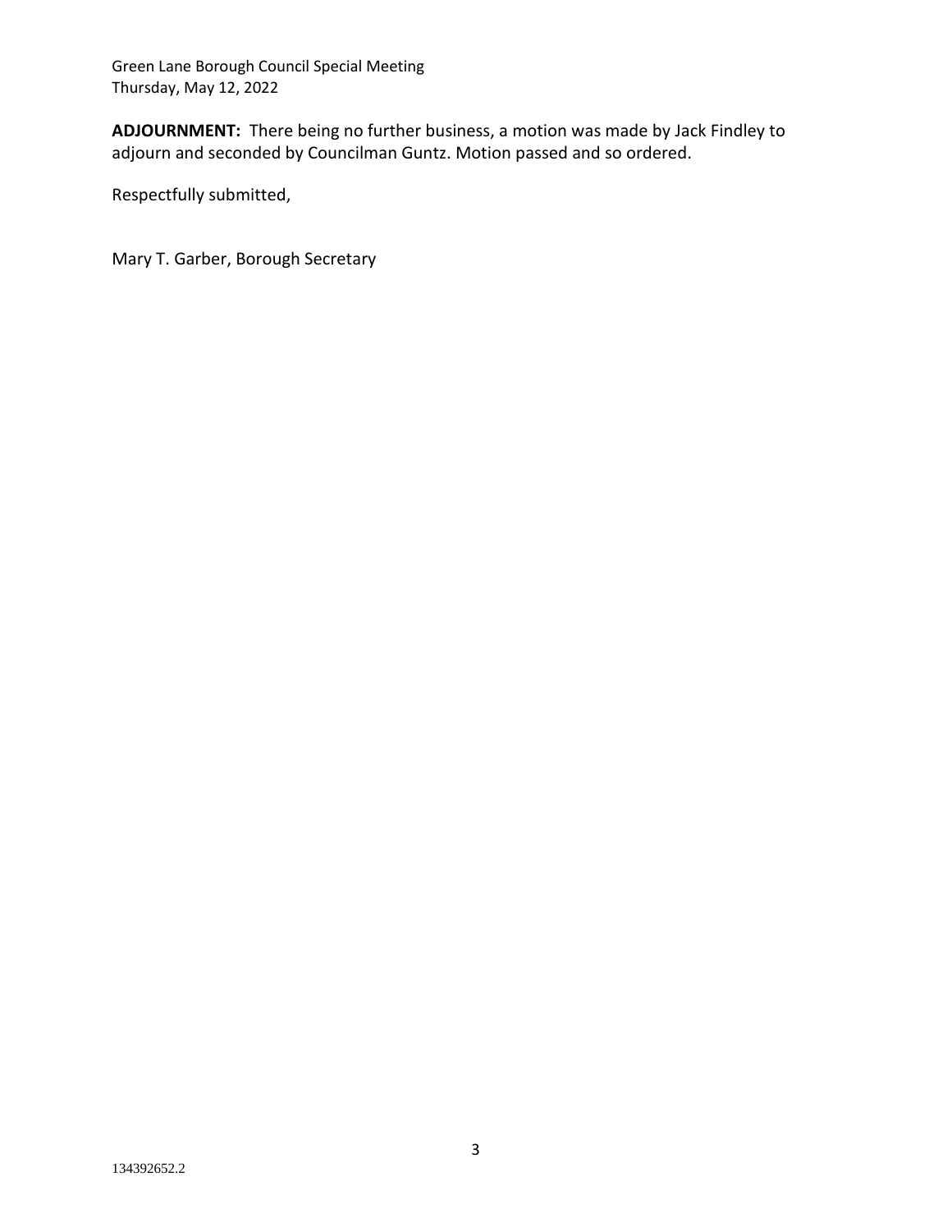**ADJOURNMENT:** There being no further business, a motion was made by Jack Findley to adjourn and seconded by Councilman Guntz. Motion passed and so ordered.

Respectfully submitted,

Mary T. Garber, Borough Secretary

134392652.2